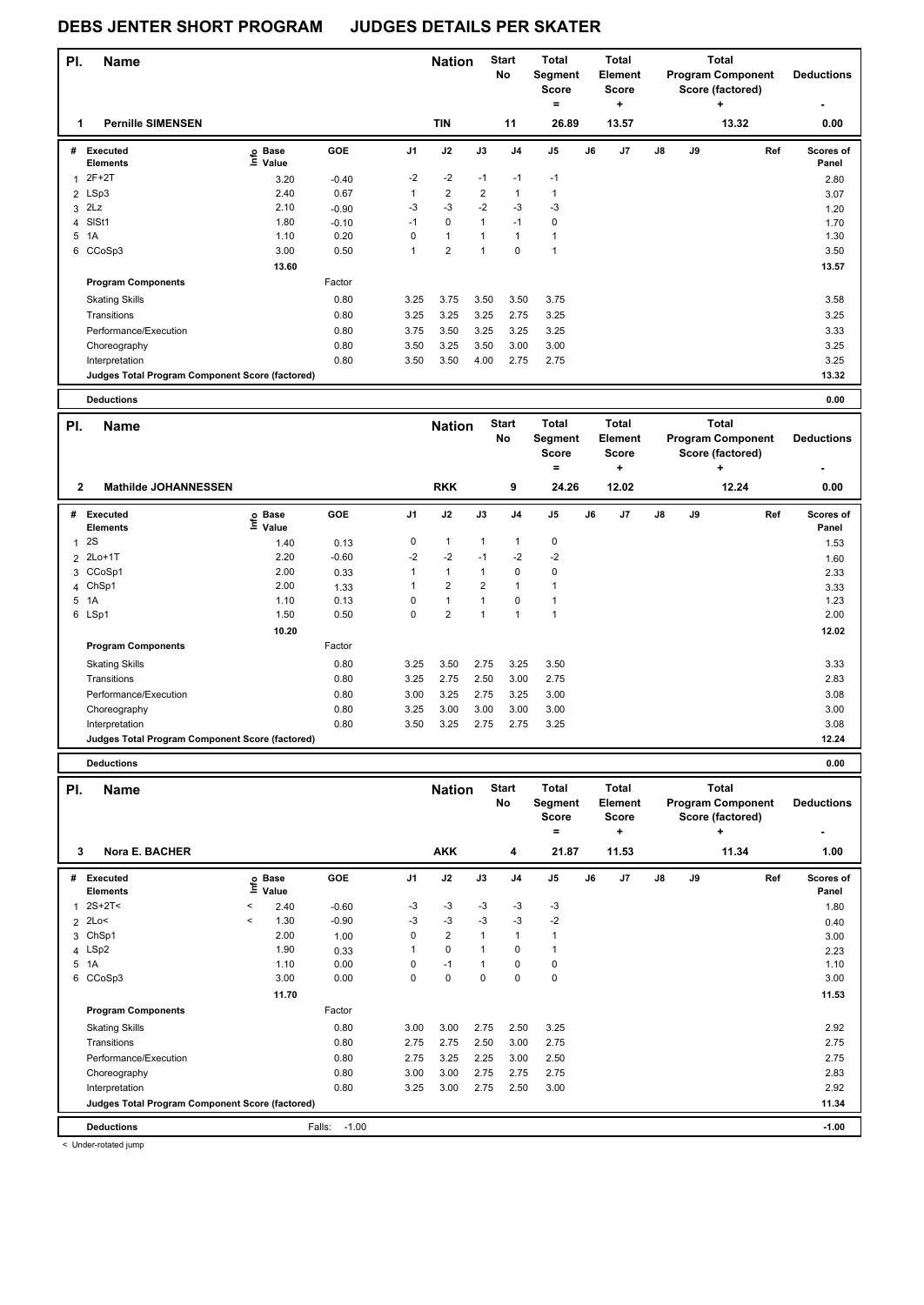# DEBS JENTER SHORT PROGRAM JUDGES DETAILS PER SKATER

| Pl. | Name | Nation | Start No | Total Segment Score = | Total Element Score + | Total Program Component Score (factored) + | Deductions - |
|---|---|---|---|---|---|---|---|
| 1 | Pernille SIMENSEN | TIN | 11 | 26.89 | 13.57 | 13.32 | 0.00 |

| # | Executed Elements | Info | Base Value | GOE | J1 | J2 | J3 | J4 | J5 | J6 | J7 | J8 | J9 | Ref | Scores of Panel |
|---|---|---|---|---|---|---|---|---|---|---|---|---|---|---|---|
| 1 | 2F+2T | | 3.20 | -0.40 | -2 | -2 | -1 | -1 | -1 | | | | | | 2.80 |
| 2 | LSp3 | | 2.40 | 0.67 | 1 | 2 | 2 | 1 | 1 | | | | | | 3.07 |
| 3 | 2Lz | | 2.10 | -0.90 | -3 | -3 | -2 | -3 | -3 | | | | | | 1.20 |
| 4 | SlSt1 | | 1.80 | -0.10 | -1 | 0 | 1 | -1 | 0 | | | | | | 1.70 |
| 5 | 1A | | 1.10 | 0.20 | 0 | 1 | 1 | 1 | 1 | | | | | | 1.30 |
| 6 | CCoSp3 | | 3.00 | 0.50 | 1 | 2 | 1 | 0 | 1 | | | | | | 3.50 |
| | | | 13.60 | | | | | | | | | | | | 13.57 |
| | **Program Components** | | | Factor | | | | | | | | | | | |
| | Skating Skills | | | 0.80 | 3.25 | 3.75 | 3.50 | 3.50 | 3.75 | | | | | | 3.58 |
| | Transitions | | | 0.80 | 3.25 | 3.25 | 3.25 | 2.75 | 3.25 | | | | | | 3.25 |
| | Performance/Execution | | | 0.80 | 3.75 | 3.50 | 3.25 | 3.25 | 3.25 | | | | | | 3.33 |
| | Choreography | | | 0.80 | 3.50 | 3.25 | 3.50 | 3.00 | 3.00 | | | | | | 3.25 |
| | Interpretation | | | 0.80 | 3.50 | 3.50 | 4.00 | 2.75 | 2.75 | | | | | | 3.25 |
| | **Judges Total Program Component Score (factored)** | | | | | | | | | | | | | | 13.32 |
| | **Deductions** | | | | | | | | | | | | | | 0.00 |

| Pl. | Name | Nation | Start No | Total Segment Score = | Total Element Score + | Total Program Component Score (factored) + | Deductions - |
|---|---|---|---|---|---|---|---|
| 2 | Mathilde JOHANNESSEN | RKK | 9 | 24.26 | 12.02 | 12.24 | 0.00 |

| # | Executed Elements | Info | Base Value | GOE | J1 | J2 | J3 | J4 | J5 | J6 | J7 | J8 | J9 | Ref | Scores of Panel |
|---|---|---|---|---|---|---|---|---|---|---|---|---|---|---|---|
| 1 | 2S | | 1.40 | 0.13 | 0 | 1 | 1 | 1 | 0 | | | | | | 1.53 |
| 2 | 2Lo+1T | | 2.20 | -0.60 | -2 | -2 | -1 | -2 | -2 | | | | | | 1.60 |
| 3 | CCoSp1 | | 2.00 | 0.33 | 1 | 1 | 1 | 0 | 0 | | | | | | 2.33 |
| 4 | ChSp1 | | 2.00 | 1.33 | 1 | 2 | 2 | 1 | 1 | | | | | | 3.33 |
| 5 | 1A | | 1.10 | 0.13 | 0 | 1 | 1 | 0 | 1 | | | | | | 1.23 |
| 6 | LSp1 | | 1.50 | 0.50 | 0 | 2 | 1 | 1 | 1 | | | | | | 2.00 |
| | | | 10.20 | | | | | | | | | | | | 12.02 |
| | **Program Components** | | | Factor | | | | | | | | | | | |
| | Skating Skills | | | 0.80 | 3.25 | 3.50 | 2.75 | 3.25 | 3.50 | | | | | | 3.33 |
| | Transitions | | | 0.80 | 3.25 | 2.75 | 2.50 | 3.00 | 2.75 | | | | | | 2.83 |
| | Performance/Execution | | | 0.80 | 3.00 | 3.25 | 2.75 | 3.25 | 3.00 | | | | | | 3.08 |
| | Choreography | | | 0.80 | 3.25 | 3.00 | 3.00 | 3.00 | 3.00 | | | | | | 3.00 |
| | Interpretation | | | 0.80 | 3.50 | 3.25 | 2.75 | 2.75 | 3.25 | | | | | | 3.08 |
| | **Judges Total Program Component Score (factored)** | | | | | | | | | | | | | | 12.24 |
| | **Deductions** | | | | | | | | | | | | | | 0.00 |

| Pl. | Name | Nation | Start No | Total Segment Score = | Total Element Score + | Total Program Component Score (factored) + | Deductions - |
|---|---|---|---|---|---|---|---|
| 3 | Nora E. BACHER | AKK | 4 | 21.87 | 11.53 | 11.34 | 1.00 |

| # | Executed Elements | Info | Base Value | GOE | J1 | J2 | J3 | J4 | J5 | J6 | J7 | J8 | J9 | Ref | Scores of Panel |
|---|---|---|---|---|---|---|---|---|---|---|---|---|---|---|---|
| 1 | 2S+2T< | < | 2.40 | -0.60 | -3 | -3 | -3 | -3 | -3 | | | | | | 1.80 |
| 2 | 2Lo< | < | 1.30 | -0.90 | -3 | -3 | -3 | -3 | -2 | | | | | | 0.40 |
| 3 | ChSp1 | | 2.00 | 1.00 | 0 | 2 | 1 | 1 | 1 | | | | | | 3.00 |
| 4 | LSp2 | | 1.90 | 0.33 | 1 | 0 | 1 | 0 | 1 | | | | | | 2.23 |
| 5 | 1A | | 1.10 | 0.00 | 0 | -1 | 1 | 0 | 0 | | | | | | 1.10 |
| 6 | CCoSp3 | | 3.00 | 0.00 | 0 | 0 | 0 | 0 | 0 | | | | | | 3.00 |
| | | | 11.70 | | | | | | | | | | | | 11.53 |
| | **Program Components** | | | Factor | | | | | | | | | | | |
| | Skating Skills | | | 0.80 | 3.00 | 3.00 | 2.75 | 2.50 | 3.25 | | | | | | 2.92 |
| | Transitions | | | 0.80 | 2.75 | 2.75 | 2.50 | 3.00 | 2.75 | | | | | | 2.75 |
| | Performance/Execution | | | 0.80 | 2.75 | 3.25 | 2.25 | 3.00 | 2.50 | | | | | | 2.75 |
| | Choreography | | | 0.80 | 3.00 | 3.00 | 2.75 | 2.75 | 2.75 | | | | | | 2.83 |
| | Interpretation | | | 0.80 | 3.25 | 3.00 | 2.75 | 2.50 | 3.00 | | | | | | 2.92 |
| | **Judges Total Program Component Score (factored)** | | | | | | | | | | | | | | 11.34 |
| | **Deductions** | | | Falls: -1.00 | | | | | | | | | | | -1.00 |

< Under-rotated jump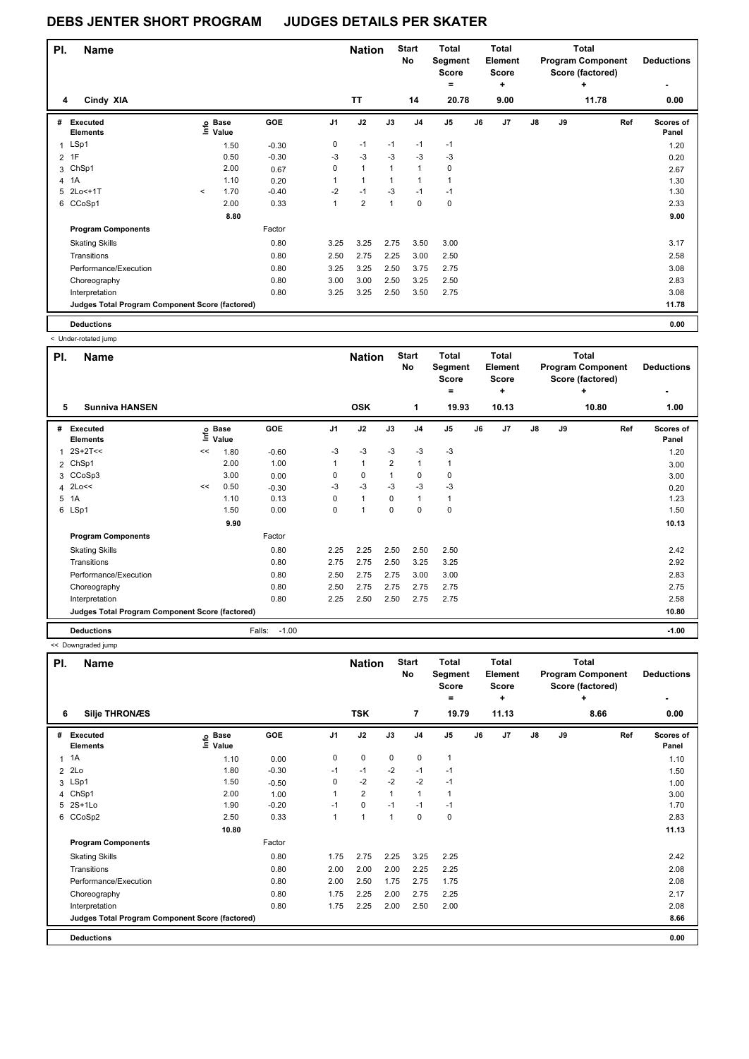# DEBS JENTER SHORT PROGRAM    JUDGES DETAILS PER SKATER

| Pl. | Name | Nation | Start No | Total Segment Score = | Total Element Score + | Total Program Component Score (factored) + | Deductions - |
|---|---|---|---|---|---|---|---|
| 4 | Cindy XIA | TT | 14 | 20.78 | 9.00 | 11.78 | 0.00 |

| # | Executed Elements | Info | Base Value | GOE | J1 | J2 | J3 | J4 | J5 | J6 | J7 | J8 | J9 | Ref | Scores of Panel |
|---|---|---|---|---|---|---|---|---|---|---|---|---|---|---|---|
| 1 | LSp1 | | 1.50 | -0.30 | 0 | -1 | -1 | -1 | -1 | | | | | | 1.20 |
| 2 | 1F | | 0.50 | -0.30 | -3 | -3 | -3 | -3 | -3 | | | | | | 0.20 |
| 3 | ChSp1 | | 2.00 | 0.67 | 0 | 1 | 1 | 1 | 0 | | | | | | 2.67 |
| 4 | 1A | | 1.10 | 0.20 | 1 | 1 | 1 | 1 | 1 | | | | | | 1.30 |
| 5 | 2Lo<+1T | < | 1.70 | -0.40 | -2 | -1 | -3 | -1 | -1 | | | | | | 1.30 |
| 6 | CCoSp1 | | 2.00 | 0.33 | 1 | 2 | 1 | 0 | 0 | | | | | | 2.33 |
| | | | 8.80 | | | | | | | | | | | | 9.00 |
| | **Program Components** | | | Factor | | | | | | | | | | | |
| | Skating Skills | | | 0.80 | 3.25 | 3.25 | 2.75 | 3.50 | 3.00 | | | | | | 3.17 |
| | Transitions | | | 0.80 | 2.50 | 2.75 | 2.25 | 3.00 | 2.50 | | | | | | 2.58 |
| | Performance/Execution | | | 0.80 | 3.25 | 3.25 | 2.50 | 3.75 | 2.75 | | | | | | 3.08 |
| | Choreography | | | 0.80 | 3.00 | 3.00 | 2.50 | 3.25 | 2.50 | | | | | | 2.83 |
| | Interpretation | | | 0.80 | 3.25 | 3.25 | 2.50 | 3.50 | 2.75 | | | | | | 3.08 |
| | **Judges Total Program Component Score (factored)** | | | | | | | | | | | | | | 11.78 |
| | **Deductions** | | | | | | | | | | | | | | 0.00 |

< Under-rotated jump

| Pl. | Name | Nation | Start No | Total Segment Score = | Total Element Score + | Total Program Component Score (factored) + | Deductions - |
|---|---|---|---|---|---|---|---|
| 5 | Sunniva HANSEN | OSK | 1 | 19.93 | 10.13 | 10.80 | 1.00 |

| # | Executed Elements | Info | Base Value | GOE | J1 | J2 | J3 | J4 | J5 | J6 | J7 | J8 | J9 | Ref | Scores of Panel |
|---|---|---|---|---|---|---|---|---|---|---|---|---|---|---|---|
| 1 | 2S+2T<< | << | 1.80 | -0.60 | -3 | -3 | -3 | -3 | -3 | | | | | | 1.20 |
| 2 | ChSp1 | | 2.00 | 1.00 | 1 | 1 | 2 | 1 | 1 | | | | | | 3.00 |
| 3 | CCoSp3 | | 3.00 | 0.00 | 0 | 0 | 1 | 0 | 0 | | | | | | 3.00 |
| 4 | 2Lo<< | << | 0.50 | -0.30 | -3 | -3 | -3 | -3 | -3 | | | | | | 0.20 |
| 5 | 1A | | 1.10 | 0.13 | 0 | 1 | 0 | 1 | 1 | | | | | | 1.23 |
| 6 | LSp1 | | 1.50 | 0.00 | 0 | 1 | 0 | 0 | 0 | | | | | | 1.50 |
| | | | 9.90 | | | | | | | | | | | | 10.13 |
| | **Program Components** | | | Factor | | | | | | | | | | | |
| | Skating Skills | | | 0.80 | 2.25 | 2.25 | 2.50 | 2.50 | 2.50 | | | | | | 2.42 |
| | Transitions | | | 0.80 | 2.75 | 2.75 | 2.50 | 3.25 | 3.25 | | | | | | 2.92 |
| | Performance/Execution | | | 0.80 | 2.50 | 2.75 | 2.75 | 3.00 | 3.00 | | | | | | 2.83 |
| | Choreography | | | 0.80 | 2.50 | 2.75 | 2.75 | 2.75 | 2.75 | | | | | | 2.75 |
| | Interpretation | | | 0.80 | 2.25 | 2.50 | 2.50 | 2.75 | 2.75 | | | | | | 2.58 |
| | **Judges Total Program Component Score (factored)** | | | | | | | | | | | | | | 10.80 |
| | **Deductions** | | | Falls: -1.00 | | | | | | | | | | | -1.00 |

<< Downgraded jump

| Pl. | Name | Nation | Start No | Total Segment Score = | Total Element Score + | Total Program Component Score (factored) + | Deductions - |
|---|---|---|---|---|---|---|---|
| 6 | Silje THRONÆS | TSK | 7 | 19.79 | 11.13 | 8.66 | 0.00 |

| # | Executed Elements | Info | Base Value | GOE | J1 | J2 | J3 | J4 | J5 | J6 | J7 | J8 | J9 | Ref | Scores of Panel |
|---|---|---|---|---|---|---|---|---|---|---|---|---|---|---|---|
| 1 | 1A | | 1.10 | 0.00 | 0 | 0 | 0 | 0 | 1 | | | | | | 1.10 |
| 2 | 2Lo | | 1.80 | -0.30 | -1 | -1 | -2 | -1 | -1 | | | | | | 1.50 |
| 3 | LSp1 | | 1.50 | -0.50 | 0 | -2 | -2 | -2 | -1 | | | | | | 1.00 |
| 4 | ChSp1 | | 2.00 | 1.00 | 1 | 2 | 1 | 1 | 1 | | | | | | 3.00 |
| 5 | 2S+1Lo | | 1.90 | -0.20 | -1 | 0 | -1 | -1 | -1 | | | | | | 1.70 |
| 6 | CCoSp2 | | 2.50 | 0.33 | 1 | 1 | 1 | 0 | 0 | | | | | | 2.83 |
| | | | 10.80 | | | | | | | | | | | | 11.13 |
| | **Program Components** | | | Factor | | | | | | | | | | | |
| | Skating Skills | | | 0.80 | 1.75 | 2.75 | 2.25 | 3.25 | 2.25 | | | | | | 2.42 |
| | Transitions | | | 0.80 | 2.00 | 2.00 | 2.00 | 2.25 | 2.25 | | | | | | 2.08 |
| | Performance/Execution | | | 0.80 | 2.00 | 2.50 | 1.75 | 2.75 | 1.75 | | | | | | 2.08 |
| | Choreography | | | 0.80 | 1.75 | 2.25 | 2.00 | 2.75 | 2.25 | | | | | | 2.17 |
| | Interpretation | | | 0.80 | 1.75 | 2.25 | 2.00 | 2.50 | 2.00 | | | | | | 2.08 |
| | **Judges Total Program Component Score (factored)** | | | | | | | | | | | | | | 8.66 |
| | **Deductions** | | | | | | | | | | | | | | 0.00 |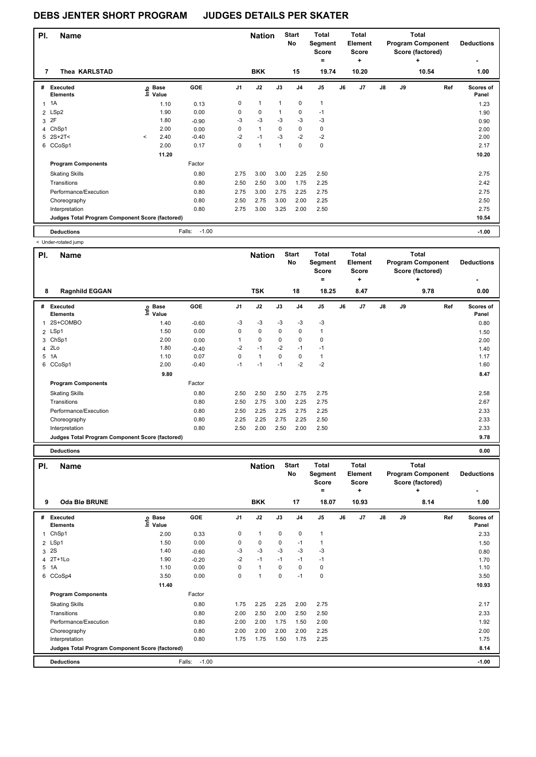# DEBS JENTER SHORT PROGRAM JUDGES DETAILS PER SKATER

| Pl. | Name | Nation | Start No | Total Segment Score = | Total Element Score + | Total Program Component Score (factored) + | Deductions - |
|---|---|---|---|---|---|---|---|
| 7 | Thea KARLSTAD | BKK | 15 | 19.74 | 10.20 | 10.54 | 1.00 |

| # | Executed Elements | Info | Base Value | GOE | J1 | J2 | J3 | J4 | J5 | J6 | J7 | J8 | J9 | Ref | Scores of Panel |
|---|---|---|---|---|---|---|---|---|---|---|---|---|---|---|---|
| 1 | 1A | | 1.10 | 0.13 | 0 | 1 | 1 | 0 | 1 | | | | | | 1.23 |
| 2 | LSp2 | | 1.90 | 0.00 | 0 | 0 | 1 | 0 | -1 | | | | | | 1.90 |
| 3 | 2F | | 1.80 | -0.90 | -3 | -3 | -3 | -3 | -3 | | | | | | 0.90 |
| 4 | ChSp1 | | 2.00 | 0.00 | 0 | 1 | 0 | 0 | 0 | | | | | | 2.00 |
| 5 | 2S+2T< | < | 2.40 | -0.40 | -2 | -1 | -3 | -2 | -2 | | | | | | 2.00 |
| 6 | CCoSp1 | | 2.00 | 0.17 | 0 | 1 | 1 | 0 | 0 | | | | | | 2.17 |
| | | | 11.20 | | | | | | | | | | | | 10.20 |
| | **Program Components** | | | Factor | | | | | | | | | | | |
| | Skating Skills | | | 0.80 | 2.75 | 3.00 | 3.00 | 2.25 | 2.50 | | | | | | 2.75 |
| | Transitions | | | 0.80 | 2.50 | 2.50 | 3.00 | 1.75 | 2.25 | | | | | | 2.42 |
| | Performance/Execution | | | 0.80 | 2.75 | 3.00 | 2.75 | 2.25 | 2.75 | | | | | | 2.75 |
| | Choreography | | | 0.80 | 2.50 | 2.75 | 3.00 | 2.00 | 2.25 | | | | | | 2.50 |
| | Interpretation | | | 0.80 | 2.75 | 3.00 | 3.25 | 2.00 | 2.50 | | | | | | 2.75 |
| | **Judges Total Program Component Score (factored)** | | | | | | | | | | | | | | 10.54 |
| | **Deductions** | | | Falls: -1.00 | | | | | | | | | | | -1.00 |

< Under-rotated jump

| Pl. | Name | Nation | Start No | Total Segment Score = | Total Element Score + | Total Program Component Score (factored) + | Deductions - |
|---|---|---|---|---|---|---|---|
| 8 | Ragnhild EGGAN | TSK | 18 | 18.25 | 8.47 | 9.78 | 0.00 |

| # | Executed Elements | Info | Base Value | GOE | J1 | J2 | J3 | J4 | J5 | J6 | J7 | J8 | J9 | Ref | Scores of Panel |
|---|---|---|---|---|---|---|---|---|---|---|---|---|---|---|---|
| 1 | 2S+COMBO | | 1.40 | -0.60 | -3 | -3 | -3 | -3 | -3 | | | | | | 0.80 |
| 2 | LSp1 | | 1.50 | 0.00 | 0 | 0 | 0 | 0 | 1 | | | | | | 1.50 |
| 3 | ChSp1 | | 2.00 | 0.00 | 1 | 0 | 0 | 0 | 0 | | | | | | 2.00 |
| 4 | 2Lo | | 1.80 | -0.40 | -2 | -1 | -2 | -1 | -1 | | | | | | 1.40 |
| 5 | 1A | | 1.10 | 0.07 | 0 | 1 | 0 | 0 | 1 | | | | | | 1.17 |
| 6 | CCoSp1 | | 2.00 | -0.40 | -1 | -1 | -1 | -2 | -2 | | | | | | 1.60 |
| | | | 9.80 | | | | | | | | | | | | 8.47 |
| | **Program Components** | | | Factor | | | | | | | | | | | |
| | Skating Skills | | | 0.80 | 2.50 | 2.50 | 2.50 | 2.75 | 2.75 | | | | | | 2.58 |
| | Transitions | | | 0.80 | 2.50 | 2.75 | 3.00 | 2.25 | 2.75 | | | | | | 2.67 |
| | Performance/Execution | | | 0.80 | 2.50 | 2.25 | 2.25 | 2.75 | 2.25 | | | | | | 2.33 |
| | Choreography | | | 0.80 | 2.25 | 2.25 | 2.75 | 2.25 | 2.50 | | | | | | 2.33 |
| | Interpretation | | | 0.80 | 2.50 | 2.00 | 2.50 | 2.00 | 2.50 | | | | | | 2.33 |
| | **Judges Total Program Component Score (factored)** | | | | | | | | | | | | | | 9.78 |
| | **Deductions** | | | | | | | | | | | | | | 0.00 |

| Pl. | Name | Nation | Start No | Total Segment Score = | Total Element Score + | Total Program Component Score (factored) + | Deductions - |
|---|---|---|---|---|---|---|---|
| 9 | Oda Blø BRUNE | BKK | 17 | 18.07 | 10.93 | 8.14 | 1.00 |

| # | Executed Elements | Info | Base Value | GOE | J1 | J2 | J3 | J4 | J5 | J6 | J7 | J8 | J9 | Ref | Scores of Panel |
|---|---|---|---|---|---|---|---|---|---|---|---|---|---|---|---|
| 1 | ChSp1 | | 2.00 | 0.33 | 0 | 1 | 0 | 0 | 1 | | | | | | 2.33 |
| 2 | LSp1 | | 1.50 | 0.00 | 0 | 0 | 0 | -1 | 1 | | | | | | 1.50 |
| 3 | 2S | | 1.40 | -0.60 | -3 | -3 | -3 | -3 | -3 | | | | | | 0.80 |
| 4 | 2T+1Lo | | 1.90 | -0.20 | -2 | -1 | -1 | -1 | -1 | | | | | | 1.70 |
| 5 | 1A | | 1.10 | 0.00 | 0 | 1 | 0 | 0 | 0 | | | | | | 1.10 |
| 6 | CCoSp4 | | 3.50 | 0.00 | 0 | 1 | 0 | -1 | 0 | | | | | | 3.50 |
| | | | 11.40 | | | | | | | | | | | | 10.93 |
| | **Program Components** | | | Factor | | | | | | | | | | | |
| | Skating Skills | | | 0.80 | 1.75 | 2.25 | 2.25 | 2.00 | 2.75 | | | | | | 2.17 |
| | Transitions | | | 0.80 | 2.00 | 2.50 | 2.00 | 2.50 | 2.50 | | | | | | 2.33 |
| | Performance/Execution | | | 0.80 | 2.00 | 2.00 | 1.75 | 1.50 | 2.00 | | | | | | 1.92 |
| | Choreography | | | 0.80 | 2.00 | 2.00 | 2.00 | 2.00 | 2.25 | | | | | | 2.00 |
| | Interpretation | | | 0.80 | 1.75 | 1.75 | 1.50 | 1.75 | 2.25 | | | | | | 1.75 |
| | **Judges Total Program Component Score (factored)** | | | | | | | | | | | | | | 8.14 |
| | **Deductions** | | | Falls: -1.00 | | | | | | | | | | | -1.00 |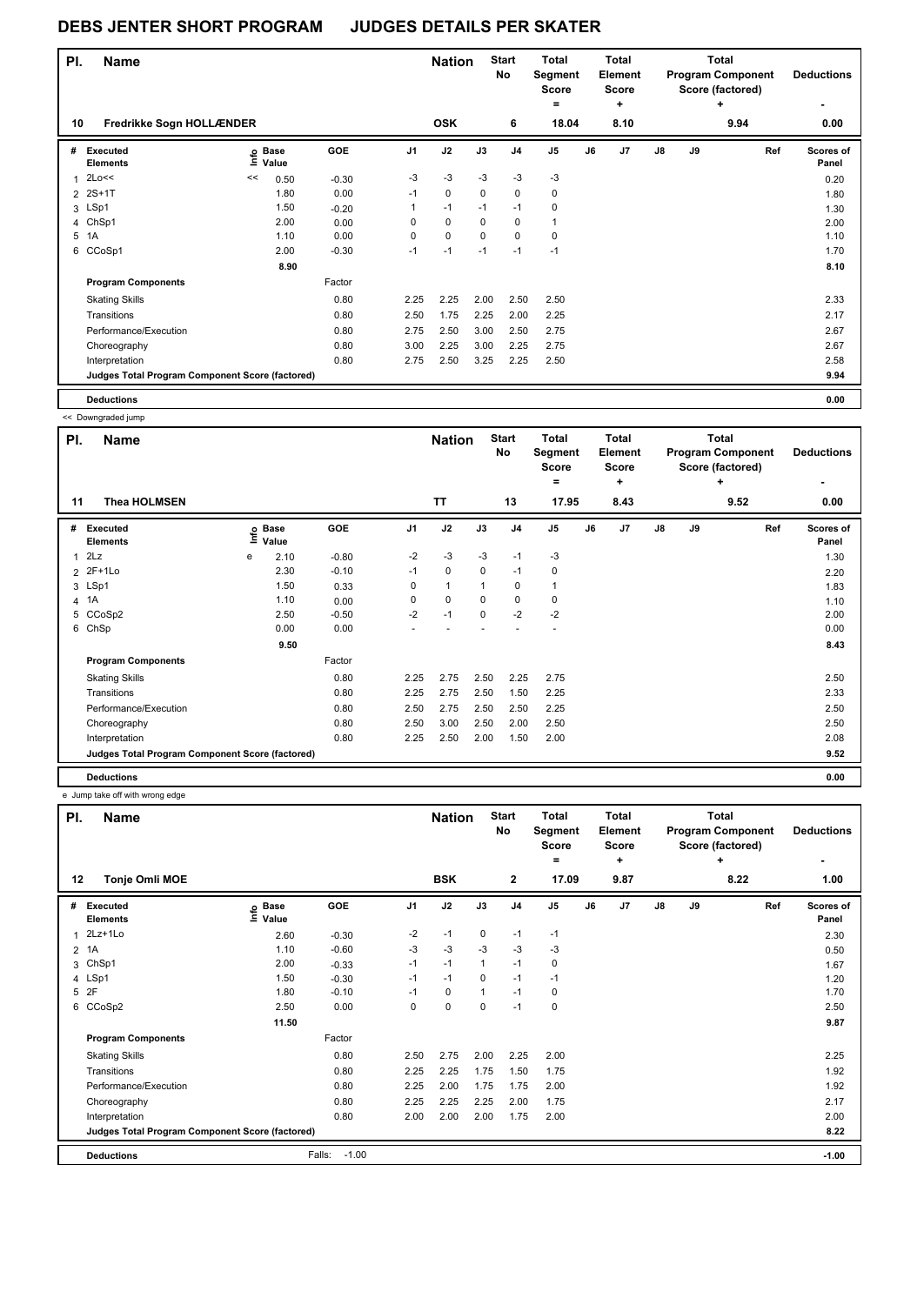# DEBS JENTER SHORT PROGRAM JUDGES DETAILS PER SKATER

| Pl. | Name | Nation | Start No | Total Segment Score = | Total Element Score + | Total Program Component Score (factored) + | Deductions - |
|---|---|---|---|---|---|---|---|
| 10 | Fredrikke Sogn HOLLÆNDER | OSK | 6 | 18.04 | 8.10 | 9.94 | 0.00 |

| # | Executed Elements | Info | Base Value | GOE | J1 | J2 | J3 | J4 | J5 | J6 | J7 | J8 | J9 | Ref | Scores of Panel |
|---|---|---|---|---|---|---|---|---|---|---|---|---|---|---|---|
| 1 | 2Lo<< | << | 0.50 | -0.30 | -3 | -3 | -3 | -3 | -3 | | | | | | 0.20 |
| 2 | 2S+1T | | 1.80 | 0.00 | -1 | 0 | 0 | 0 | 0 | | | | | | 1.80 |
| 3 | LSp1 | | 1.50 | -0.20 | 1 | -1 | -1 | -1 | 0 | | | | | | 1.30 |
| 4 | ChSp1 | | 2.00 | 0.00 | 0 | 0 | 0 | 0 | 1 | | | | | | 2.00 |
| 5 | 1A | | 1.10 | 0.00 | 0 | 0 | 0 | 0 | 0 | | | | | | 1.10 |
| 6 | CCoSp1 | | 2.00 | -0.30 | -1 | -1 | -1 | -1 | -1 | | | | | | 1.70 |
| | | | 8.90 | | | | | | | | | | | | 8.10 |
| | **Program Components** | | | Factor | | | | | | | | | | | |
| | Skating Skills | | | 0.80 | 2.25 | 2.25 | 2.00 | 2.50 | 2.50 | | | | | | 2.33 |
| | Transitions | | | 0.80 | 2.50 | 1.75 | 2.25 | 2.00 | 2.25 | | | | | | 2.17 |
| | Performance/Execution | | | 0.80 | 2.75 | 2.50 | 3.00 | 2.50 | 2.75 | | | | | | 2.67 |
| | Choreography | | | 0.80 | 3.00 | 2.25 | 3.00 | 2.25 | 2.75 | | | | | | 2.67 |
| | Interpretation | | | 0.80 | 2.75 | 2.50 | 3.25 | 2.25 | 2.50 | | | | | | 2.58 |
| | **Judges Total Program Component Score (factored)** | | | | | | | | | | | | | | 9.94 |
| | **Deductions** | | | | | | | | | | | | | | 0.00 |

<< Downgraded jump

| Pl. | Name | Nation | Start No | Total Segment Score = | Total Element Score + | Total Program Component Score (factored) + | Deductions - |
|---|---|---|---|---|---|---|---|
| 11 | Thea HOLMSEN | TT | 13 | 17.95 | 8.43 | 9.52 | 0.00 |

| # | Executed Elements | Info | Base Value | GOE | J1 | J2 | J3 | J4 | J5 | J6 | J7 | J8 | J9 | Ref | Scores of Panel |
|---|---|---|---|---|---|---|---|---|---|---|---|---|---|---|---|
| 1 | 2Lz | e | 2.10 | -0.80 | -2 | -3 | -3 | -1 | -3 | | | | | | 1.30 |
| 2 | 2F+1Lo | | 2.30 | -0.10 | -1 | 0 | 0 | -1 | 0 | | | | | | 2.20 |
| 3 | LSp1 | | 1.50 | 0.33 | 0 | 1 | 1 | 0 | 1 | | | | | | 1.83 |
| 4 | 1A | | 1.10 | 0.00 | 0 | 0 | 0 | 0 | 0 | | | | | | 1.10 |
| 5 | CCoSp2 | | 2.50 | -0.50 | -2 | -1 | 0 | -2 | -2 | | | | | | 2.00 |
| 6 | ChSp | | 0.00 | 0.00 | - | - | - | - | - | | | | | | 0.00 |
| | | | 9.50 | | | | | | | | | | | | 8.43 |
| | **Program Components** | | | Factor | | | | | | | | | | | |
| | Skating Skills | | | 0.80 | 2.25 | 2.75 | 2.50 | 2.25 | 2.75 | | | | | | 2.50 |
| | Transitions | | | 0.80 | 2.25 | 2.75 | 2.50 | 1.50 | 2.25 | | | | | | 2.33 |
| | Performance/Execution | | | 0.80 | 2.50 | 2.75 | 2.50 | 2.50 | 2.25 | | | | | | 2.50 |
| | Choreography | | | 0.80 | 2.50 | 3.00 | 2.50 | 2.00 | 2.50 | | | | | | 2.50 |
| | Interpretation | | | 0.80 | 2.25 | 2.50 | 2.00 | 1.50 | 2.00 | | | | | | 2.08 |
| | **Judges Total Program Component Score (factored)** | | | | | | | | | | | | | | 9.52 |
| | **Deductions** | | | | | | | | | | | | | | 0.00 |

e Jump take off with wrong edge

| Pl. | Name | Nation | Start No | Total Segment Score = | Total Element Score + | Total Program Component Score (factored) + | Deductions - |
|---|---|---|---|---|---|---|---|
| 12 | Tonje Omli MOE | BSK | 2 | 17.09 | 9.87 | 8.22 | 1.00 |

| # | Executed Elements | Info | Base Value | GOE | J1 | J2 | J3 | J4 | J5 | J6 | J7 | J8 | J9 | Ref | Scores of Panel |
|---|---|---|---|---|---|---|---|---|---|---|---|---|---|---|---|
| 1 | 2Lz+1Lo | | 2.60 | -0.30 | -2 | -1 | 0 | -1 | -1 | | | | | | 2.30 |
| 2 | 1A | | 1.10 | -0.60 | -3 | -3 | -3 | -3 | -3 | | | | | | 0.50 |
| 3 | ChSp1 | | 2.00 | -0.33 | -1 | -1 | 1 | -1 | 0 | | | | | | 1.67 |
| 4 | LSp1 | | 1.50 | -0.30 | -1 | -1 | 0 | -1 | -1 | | | | | | 1.20 |
| 5 | 2F | | 1.80 | -0.10 | -1 | 0 | 1 | -1 | 0 | | | | | | 1.70 |
| 6 | CCoSp2 | | 2.50 | 0.00 | 0 | 0 | 0 | -1 | 0 | | | | | | 2.50 |
| | | | 11.50 | | | | | | | | | | | | 9.87 |
| | **Program Components** | | | Factor | | | | | | | | | | | |
| | Skating Skills | | | 0.80 | 2.50 | 2.75 | 2.00 | 2.25 | 2.00 | | | | | | 2.25 |
| | Transitions | | | 0.80 | 2.25 | 2.25 | 1.75 | 1.50 | 1.75 | | | | | | 1.92 |
| | Performance/Execution | | | 0.80 | 2.25 | 2.00 | 1.75 | 1.75 | 2.00 | | | | | | 1.92 |
| | Choreography | | | 0.80 | 2.25 | 2.25 | 2.25 | 2.00 | 1.75 | | | | | | 2.17 |
| | Interpretation | | | 0.80 | 2.00 | 2.00 | 2.00 | 1.75 | 2.00 | | | | | | 2.00 |
| | **Judges Total Program Component Score (factored)** | | | | | | | | | | | | | | 8.22 |
| | **Deductions** | | | Falls: -1.00 | | | | | | | | | | | -1.00 |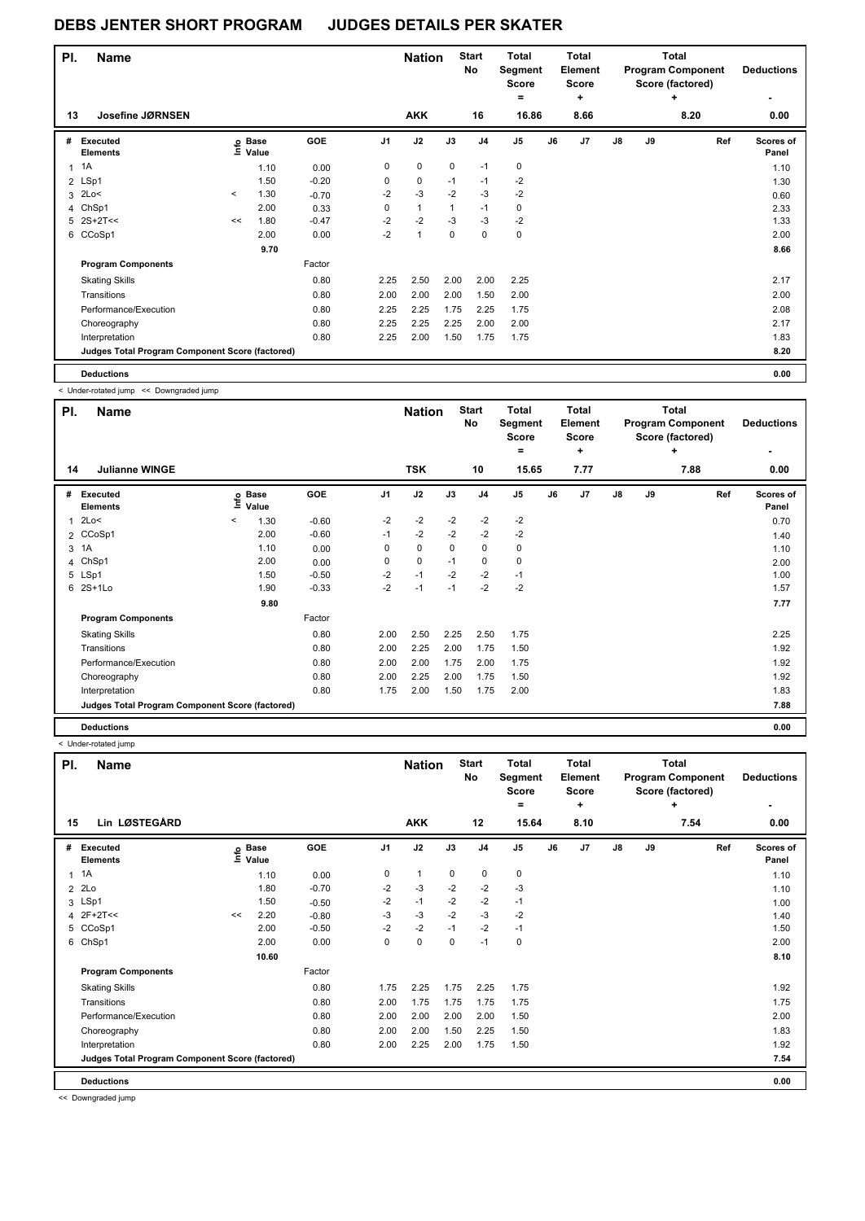# DEBS JENTER SHORT PROGRAM JUDGES DETAILS PER SKATER

| Pl. | Name | Nation | Start No | Total Segment Score = | Total Element Score + | Total Program Component Score (factored) + | Deductions - |
|---|---|---|---|---|---|---|---|
| 13 | Josefine JØRNSEN | AKK | 16 | 16.86 | 8.66 | 8.20 | 0.00 |

| # | Executed Elements | Info | Base Value | GOE | J1 | J2 | J3 | J4 | J5 | J6 | J7 | J8 | J9 | Ref | Scores of Panel |
|---|---|---|---|---|---|---|---|---|---|---|---|---|---|---|---|
| 1 | 1A | | 1.10 | 0.00 | 0 | 0 | 0 | -1 | 0 | | | | | | 1.10 |
| 2 | LSp1 | | 1.50 | -0.20 | 0 | 0 | -1 | -1 | -2 | | | | | | 1.30 |
| 3 | 2Lo< | < | 1.30 | -0.70 | -2 | -3 | -2 | -3 | -2 | | | | | | 0.60 |
| 4 | ChSp1 | | 2.00 | 0.33 | 0 | 1 | 1 | -1 | 0 | | | | | | 2.33 |
| 5 | 2S+2T<< | << | 1.80 | -0.47 | -2 | -2 | -3 | -3 | -2 | | | | | | 1.33 |
| 6 | CCoSp1 | | 2.00 | 0.00 | -2 | 1 | 0 | 0 | 0 | | | | | | 2.00 |
| | | | 9.70 | | | | | | | | | | | | 8.66 |
| | **Program Components** | | | Factor | | | | | | | | | | | |
| | Skating Skills | | | 0.80 | 2.25 | 2.50 | 2.00 | 2.00 | 2.25 | | | | | | 2.17 |
| | Transitions | | | 0.80 | 2.00 | 2.00 | 2.00 | 1.50 | 2.00 | | | | | | 2.00 |
| | Performance/Execution | | | 0.80 | 2.25 | 2.25 | 1.75 | 2.25 | 1.75 | | | | | | 2.08 |
| | Choreography | | | 0.80 | 2.25 | 2.25 | 2.25 | 2.00 | 2.00 | | | | | | 2.17 |
| | Interpretation | | | 0.80 | 2.25 | 2.00 | 1.50 | 1.75 | 1.75 | | | | | | 1.83 |
| | **Judges Total Program Component Score (factored)** | | | | | | | | | | | | | | **8.20** |
| | **Deductions** | | | | | | | | | | | | | | **0.00** |

< Under-rotated jump << Downgraded jump

| Pl. | Name | Nation | Start No | Total Segment Score = | Total Element Score + | Total Program Component Score (factored) + | Deductions - |
|---|---|---|---|---|---|---|---|
| 14 | Julianne WINGE | TSK | 10 | 15.65 | 7.77 | 7.88 | 0.00 |

| # | Executed Elements | Info | Base Value | GOE | J1 | J2 | J3 | J4 | J5 | J6 | J7 | J8 | J9 | Ref | Scores of Panel |
|---|---|---|---|---|---|---|---|---|---|---|---|---|---|---|---|
| 1 | 2Lo< | < | 1.30 | -0.60 | -2 | -2 | -2 | -2 | -2 | | | | | | 0.70 |
| 2 | CCoSp1 | | 2.00 | -0.60 | -1 | -2 | -2 | -2 | -2 | | | | | | 1.40 |
| 3 | 1A | | 1.10 | 0.00 | 0 | 0 | 0 | 0 | 0 | | | | | | 1.10 |
| 4 | ChSp1 | | 2.00 | 0.00 | 0 | 0 | -1 | 0 | 0 | | | | | | 2.00 |
| 5 | LSp1 | | 1.50 | -0.50 | -2 | -1 | -2 | -2 | -1 | | | | | | 1.00 |
| 6 | 2S+1Lo | | 1.90 | -0.33 | -2 | -1 | -1 | -2 | -2 | | | | | | 1.57 |
| | | | 9.80 | | | | | | | | | | | | 7.77 |
| | **Program Components** | | | Factor | | | | | | | | | | | |
| | Skating Skills | | | 0.80 | 2.00 | 2.50 | 2.25 | 2.50 | 1.75 | | | | | | 2.25 |
| | Transitions | | | 0.80 | 2.00 | 2.25 | 2.00 | 1.75 | 1.50 | | | | | | 1.92 |
| | Performance/Execution | | | 0.80 | 2.00 | 2.00 | 1.75 | 2.00 | 1.75 | | | | | | 1.92 |
| | Choreography | | | 0.80 | 2.00 | 2.25 | 2.00 | 1.75 | 1.50 | | | | | | 1.92 |
| | Interpretation | | | 0.80 | 1.75 | 2.00 | 1.50 | 1.75 | 2.00 | | | | | | 1.83 |
| | **Judges Total Program Component Score (factored)** | | | | | | | | | | | | | | **7.88** |
| | **Deductions** | | | | | | | | | | | | | | **0.00** |

< Under-rotated jump

| Pl. | Name | Nation | Start No | Total Segment Score = | Total Element Score + | Total Program Component Score (factored) + | Deductions - |
|---|---|---|---|---|---|---|---|
| 15 | Lin LØSTEGÅRD | AKK | 12 | 15.64 | 8.10 | 7.54 | 0.00 |

| # | Executed Elements | Info | Base Value | GOE | J1 | J2 | J3 | J4 | J5 | J6 | J7 | J8 | J9 | Ref | Scores of Panel |
|---|---|---|---|---|---|---|---|---|---|---|---|---|---|---|---|
| 1 | 1A | | 1.10 | 0.00 | 0 | 1 | 0 | 0 | 0 | | | | | | 1.10 |
| 2 | 2Lo | | 1.80 | -0.70 | -2 | -3 | -2 | -2 | -3 | | | | | | 1.10 |
| 3 | LSp1 | | 1.50 | -0.50 | -2 | -1 | -2 | -2 | -1 | | | | | | 1.00 |
| 4 | 2F+2T<< | << | 2.20 | -0.80 | -3 | -3 | -2 | -3 | -2 | | | | | | 1.40 |
| 5 | CCoSp1 | | 2.00 | -0.50 | -2 | -2 | -1 | -2 | -1 | | | | | | 1.50 |
| 6 | ChSp1 | | 2.00 | 0.00 | 0 | 0 | 0 | -1 | 0 | | | | | | 2.00 |
| | | | 10.60 | | | | | | | | | | | | 8.10 |
| | **Program Components** | | | Factor | | | | | | | | | | | |
| | Skating Skills | | | 0.80 | 1.75 | 2.25 | 1.75 | 2.25 | 1.75 | | | | | | 1.92 |
| | Transitions | | | 0.80 | 2.00 | 1.75 | 1.75 | 1.75 | 1.75 | | | | | | 1.75 |
| | Performance/Execution | | | 0.80 | 2.00 | 2.00 | 2.00 | 2.00 | 1.50 | | | | | | 2.00 |
| | Choreography | | | 0.80 | 2.00 | 2.00 | 1.50 | 2.25 | 1.50 | | | | | | 1.83 |
| | Interpretation | | | 0.80 | 2.00 | 2.25 | 2.00 | 1.75 | 1.50 | | | | | | 1.92 |
| | **Judges Total Program Component Score (factored)** | | | | | | | | | | | | | | **7.54** |
| | **Deductions** | | | | | | | | | | | | | | **0.00** |

<< Downgraded jump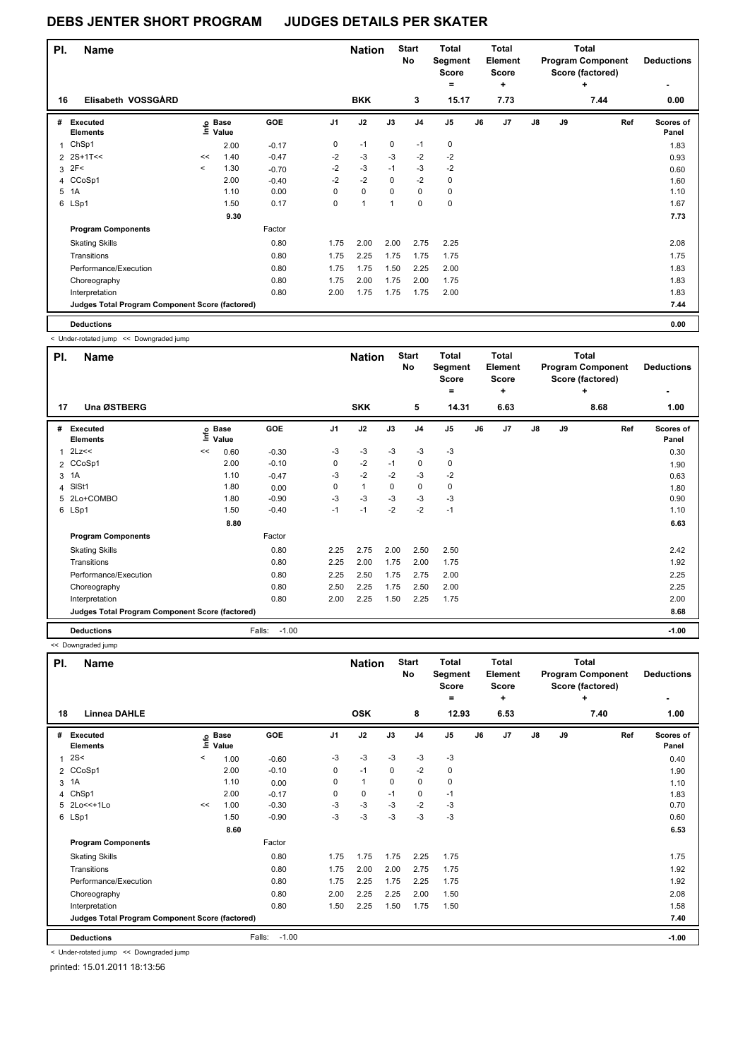# DEBS JENTER SHORT PROGRAM JUDGES DETAILS PER SKATER

| Pl. | Name | Nation | Start No | Total Segment Score = | Total Element Score + | Total Program Component Score (factored) + | Deductions - |
|---|---|---|---|---|---|---|---|
| 16 | Elisabeth VOSSGÅRD | BKK | 3 | 15.17 | 7.73 | 7.44 | 0.00 |

| # | Executed Elements | Info | Base Value | GOE | J1 | J2 | J3 | J4 | J5 | J6 | J7 | J8 | J9 | Ref | Scores of Panel |
|---|---|---|---|---|---|---|---|---|---|---|---|---|---|---|---|
| 1 | ChSp1 | | 2.00 | -0.17 | 0 | -1 | 0 | -1 | 0 | | | | | | 1.83 |
| 2 | 2S+1T<< | << | 1.40 | -0.47 | -2 | -3 | -3 | -2 | -2 | | | | | | 0.93 |
| 3 | 2F< | < | 1.30 | -0.70 | -2 | -3 | -1 | -3 | -2 | | | | | | 0.60 |
| 4 | CCoSp1 | | 2.00 | -0.40 | -2 | -2 | 0 | -2 | 0 | | | | | | 1.60 |
| 5 | 1A | | 1.10 | 0.00 | 0 | 0 | 0 | 0 | 0 | | | | | | 1.10 |
| 6 | LSp1 | | 1.50 | 0.17 | 0 | 1 | 1 | 0 | 0 | | | | | | 1.67 |
| | | | 9.30 | | | | | | | | | | | | 7.73 |
| | **Program Components** | | | Factor | | | | | | | | | | | |
| | Skating Skills | | | 0.80 | 1.75 | 2.00 | 2.00 | 2.75 | 2.25 | | | | | | 2.08 |
| | Transitions | | | 0.80 | 1.75 | 2.25 | 1.75 | 1.75 | 1.75 | | | | | | 1.75 |
| | Performance/Execution | | | 0.80 | 1.75 | 1.75 | 1.50 | 2.25 | 2.00 | | | | | | 1.83 |
| | Choreography | | | 0.80 | 1.75 | 2.00 | 1.75 | 2.00 | 1.75 | | | | | | 1.83 |
| | Interpretation | | | 0.80 | 2.00 | 1.75 | 1.75 | 1.75 | 2.00 | | | | | | 1.83 |
| | **Judges Total Program Component Score (factored)** | | | | | | | | | | | | | | 7.44 |
| | **Deductions** | | | | | | | | | | | | | | 0.00 |

< Under-rotated jump << Downgraded jump

| Pl. | Name | Nation | Start No | Total Segment Score = | Total Element Score + | Total Program Component Score (factored) + | Deductions - |
|---|---|---|---|---|---|---|---|
| 17 | Una ØSTBERG | SKK | 5 | 14.31 | 6.63 | 8.68 | 1.00 |

| # | Executed Elements | Info | Base Value | GOE | J1 | J2 | J3 | J4 | J5 | J6 | J7 | J8 | J9 | Ref | Scores of Panel |
|---|---|---|---|---|---|---|---|---|---|---|---|---|---|---|---|
| 1 | 2Lz<< | << | 0.60 | -0.30 | -3 | -3 | -3 | -3 | -3 | | | | | | 0.30 |
| 2 | CCoSp1 | | 2.00 | -0.10 | 0 | -2 | -1 | 0 | 0 | | | | | | 1.90 |
| 3 | 1A | | 1.10 | -0.47 | -3 | -2 | -2 | -3 | -2 | | | | | | 0.63 |
| 4 | SlSt1 | | 1.80 | 0.00 | 0 | 1 | 0 | 0 | 0 | | | | | | 1.80 |
| 5 | 2Lo+COMBO | | 1.80 | -0.90 | -3 | -3 | -3 | -3 | -3 | | | | | | 0.90 |
| 6 | LSp1 | | 1.50 | -0.40 | -1 | -1 | -2 | -2 | -1 | | | | | | 1.10 |
| | | | 8.80 | | | | | | | | | | | | 6.63 |
| | **Program Components** | | | Factor | | | | | | | | | | | |
| | Skating Skills | | | 0.80 | 2.25 | 2.75 | 2.00 | 2.50 | 2.50 | | | | | | 2.42 |
| | Transitions | | | 0.80 | 2.25 | 2.00 | 1.75 | 2.00 | 1.75 | | | | | | 1.92 |
| | Performance/Execution | | | 0.80 | 2.25 | 2.50 | 1.75 | 2.75 | 2.00 | | | | | | 2.25 |
| | Choreography | | | 0.80 | 2.50 | 2.25 | 1.75 | 2.50 | 2.00 | | | | | | 2.25 |
| | Interpretation | | | 0.80 | 2.00 | 2.25 | 1.50 | 2.25 | 1.75 | | | | | | 2.00 |
| | **Judges Total Program Component Score (factored)** | | | | | | | | | | | | | | 8.68 |
| | **Deductions** | | | Falls: -1.00 | | | | | | | | | | | -1.00 |

<< Downgraded jump

| Pl. | Name | Nation | Start No | Total Segment Score = | Total Element Score + | Total Program Component Score (factored) + | Deductions - |
|---|---|---|---|---|---|---|---|
| 18 | Linnea DAHLE | OSK | 8 | 12.93 | 6.53 | 7.40 | 1.00 |

| # | Executed Elements | Info | Base Value | GOE | J1 | J2 | J3 | J4 | J5 | J6 | J7 | J8 | J9 | Ref | Scores of Panel |
|---|---|---|---|---|---|---|---|---|---|---|---|---|---|---|---|
| 1 | 2S< | < | 1.00 | -0.60 | -3 | -3 | -3 | -3 | -3 | | | | | | 0.40 |
| 2 | CCoSp1 | | 2.00 | -0.10 | 0 | -1 | 0 | -2 | 0 | | | | | | 1.90 |
| 3 | 1A | | 1.10 | 0.00 | 0 | 1 | 0 | 0 | 0 | | | | | | 1.10 |
| 4 | ChSp1 | | 2.00 | -0.17 | 0 | 0 | -1 | 0 | -1 | | | | | | 1.83 |
| 5 | 2Lo<<+1Lo | << | 1.00 | -0.30 | -3 | -3 | -3 | -2 | -3 | | | | | | 0.70 |
| 6 | LSp1 | | 1.50 | -0.90 | -3 | -3 | -3 | -3 | -3 | | | | | | 0.60 |
| | | | 8.60 | | | | | | | | | | | | 6.53 |
| | **Program Components** | | | Factor | | | | | | | | | | | |
| | Skating Skills | | | 0.80 | 1.75 | 1.75 | 1.75 | 2.25 | 1.75 | | | | | | 1.75 |
| | Transitions | | | 0.80 | 1.75 | 2.00 | 2.00 | 2.75 | 1.75 | | | | | | 1.92 |
| | Performance/Execution | | | 0.80 | 1.75 | 2.25 | 1.75 | 2.25 | 1.75 | | | | | | 1.92 |
| | Choreography | | | 0.80 | 2.00 | 2.25 | 2.25 | 2.00 | 1.50 | | | | | | 2.08 |
| | Interpretation | | | 0.80 | 1.50 | 2.25 | 1.50 | 1.75 | 1.50 | | | | | | 1.58 |
| | **Judges Total Program Component Score (factored)** | | | | | | | | | | | | | | 7.40 |
| | **Deductions** | | | Falls: -1.00 | | | | | | | | | | | -1.00 |

< Under-rotated jump << Downgraded jump

printed: 15.01.2011 18:13:56